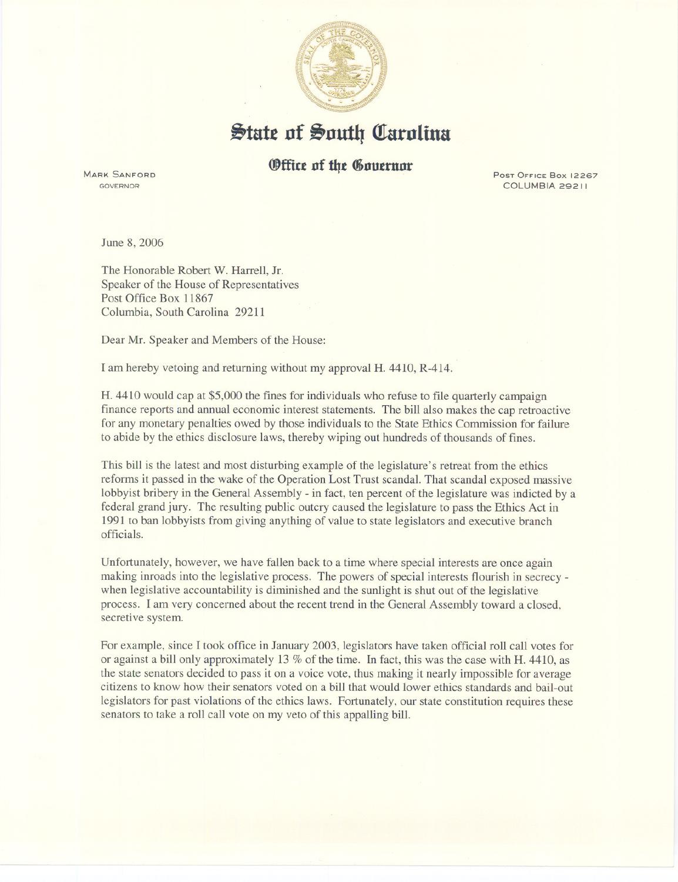# State of South Carolina

## Office of the Governor

MARK SANFORD
GOVERNOR

POST OFFICE BOX 12267
COLUMBIA 29211

June 8, 2006

The Honorable Robert W. Harrell, Jr.
Speaker of the House of Representatives
Post Office Box 11867
Columbia, South Carolina 29211

Dear Mr. Speaker and Members of the House:

I am hereby vetoing and returning without my approval H. 4410, R-414.

H. 4410 would cap at $5,000 the fines for individuals who refuse to file quarterly campaign finance reports and annual economic interest statements. The bill also makes the cap retroactive for any monetary penalties owed by those individuals to the State Ethics Commission for failure to abide by the ethics disclosure laws, thereby wiping out hundreds of thousands of fines.

This bill is the latest and most disturbing example of the legislature's retreat from the ethics reforms it passed in the wake of the Operation Lost Trust scandal. That scandal exposed massive lobbyist bribery in the General Assembly - in fact, ten percent of the legislature was indicted by a federal grand jury. The resulting public outcry caused the legislature to pass the Ethics Act in 1991 to ban lobbyists from giving anything of value to state legislators and executive branch officials.

Unfortunately, however, we have fallen back to a time where special interests are once again making inroads into the legislative process. The powers of special interests flourish in secrecy - when legislative accountability is diminished and the sunlight is shut out of the legislative process. I am very concerned about the recent trend in the General Assembly toward a closed, secretive system.

For example, since I took office in January 2003, legislators have taken official roll call votes for or against a bill only approximately 13 % of the time. In fact, this was the case with H. 4410, as the state senators decided to pass it on a voice vote, thus making it nearly impossible for average citizens to know how their senators voted on a bill that would lower ethics standards and bail-out legislators for past violations of the ethics laws. Fortunately, our state constitution requires these senators to take a roll call vote on my veto of this appalling bill.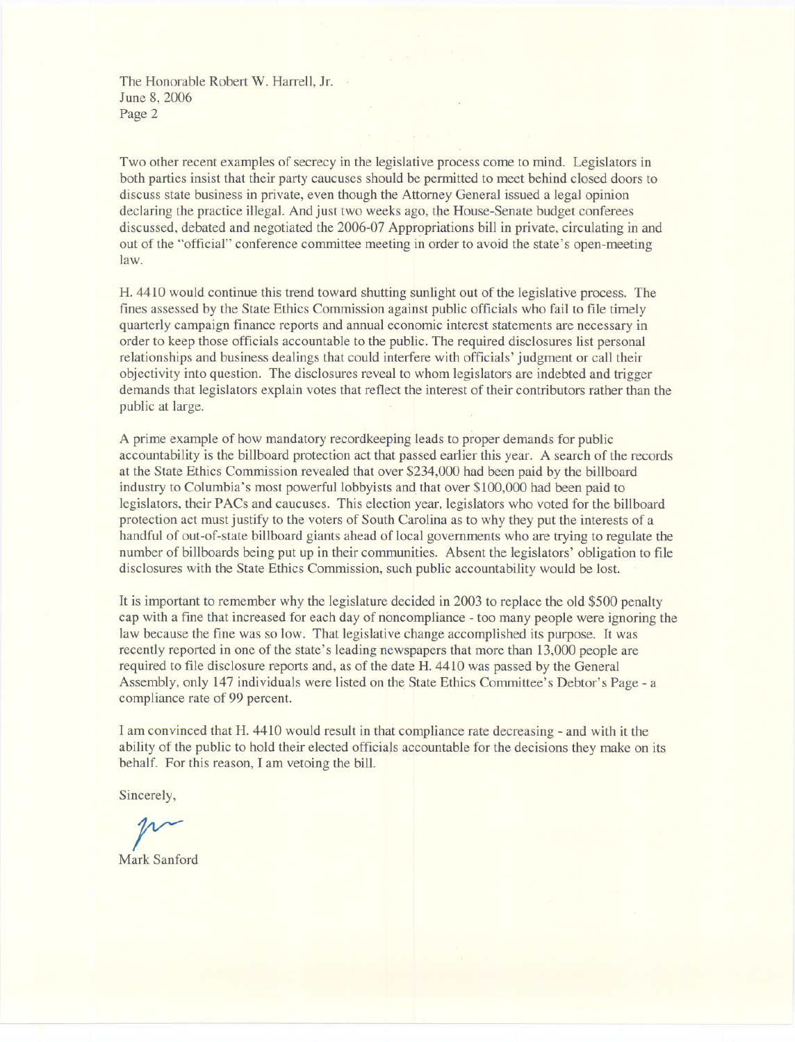Two other recent examples of secrecy in the legislative process come to mind. Legislators in both parties insist that their party caucuses should be permitted to meet behind closed doors to discuss state business in private, even though the Attorney General issued a legal opinion declaring the practice illegal. And just two weeks ago, the House-Senate budget conferees discussed, debated and negotiated the 2006-07 Appropriations bill in private, circulating in and out of the "official" conference committee meeting in order to avoid the state's open-meeting law.

H. 4410 would continue this trend toward shutting sunlight out of the legislative process. The fines assessed by the State Ethics Commission against public officials who fail to file timely quarterly campaign finance reports and annual economic interest statements are necessary in order to keep those officials accountable to the public. The required disclosures list personal relationships and business dealings that could interfere with officials' judgment or call their objectivity into question. The disclosures reveal to whom legislators are indebted and trigger demands that legislators explain votes that reflect the interest of their contributors rather than the public at large.

A prime example of how mandatory recordkeeping leads to proper demands for public accountability is the billboard protection act that passed earlier this year. A search of the records at the State Ethics Commission revealed that over $234,000 had been paid by the billboard industry to Columbia's most powerful lobbyists and that over $100,000 had been paid to legislators, their PACs and caucuses. This election year, legislators who voted for the billboard protection act must justify to the voters of South Carolina as to why they put the interests of a handful of out-of-state billboard giants ahead of local governments who are trying to regulate the number of billboards being put up in their communities. Absent the legislators' obligation to file disclosures with the State Ethics Commission, such public accountability would be lost.

It is important to remember why the legislature decided in 2003 to replace the old $500 penalty cap with a fine that increased for each day of noncompliance - too many people were ignoring the law because the fine was so low. That legislative change accomplished its purpose. It was recently reported in one of the state's leading newspapers that more than 13,000 people are required to file disclosure reports and, as of the date H. 4410 was passed by the General Assembly, only 147 individuals were listed on the State Ethics Committee's Debtor's Page - a compliance rate of 99 percent.

I am convinced that H. 4410 would result in that compliance rate decreasing - and with it the ability of the public to hold their elected officials accountable for the decisions they make on its behalf. For this reason, I am vetoing the bill.

Sincerely,

Mark Sanford